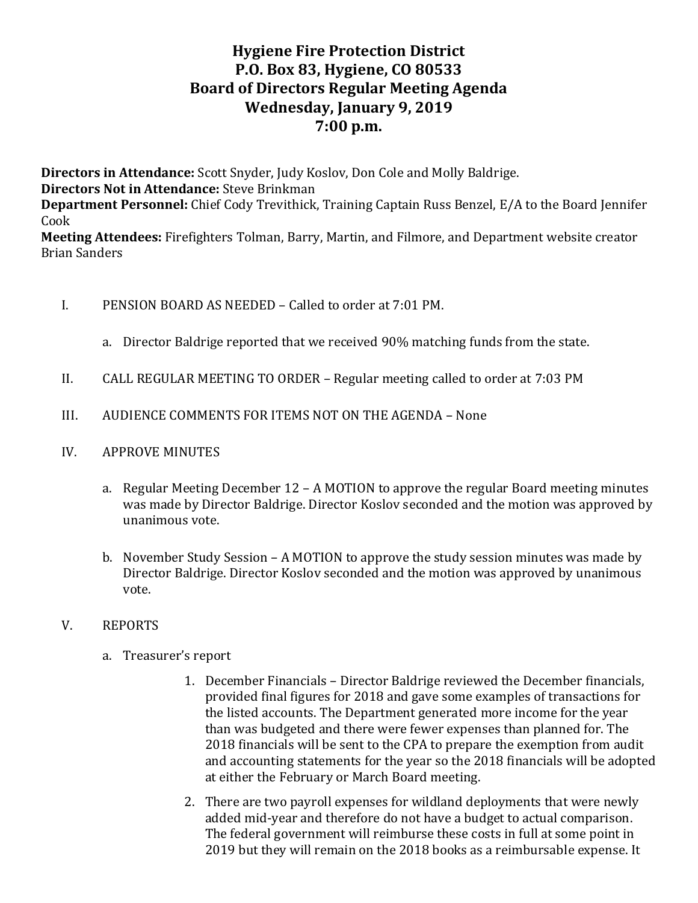# Hygiene Fire Protection District
## P.O. Box 83, Hygiene, CO 80533
## Board of Directors Regular Meeting Agenda
## Wednesday, January 9, 2019
## 7:00 p.m.

**Directors in Attendance:** Scott Snyder, Judy Koslov, Don Cole and Molly Baldrige.
**Directors Not in Attendance:** Steve Brinkman
**Department Personnel:** Chief Cody Trevithick, Training Captain Russ Benzel, E/A to the Board Jennifer Cook
**Meeting Attendees:** Firefighters Tolman, Barry, Martin, and Filmore, and Department website creator Brian Sanders

I. PENSION BOARD AS NEEDED – Called to order at 7:01 PM.

   a. Director Baldrige reported that we received 90% matching funds from the state.

II. CALL REGULAR MEETING TO ORDER – Regular meeting called to order at 7:03 PM

III. AUDIENCE COMMENTS FOR ITEMS NOT ON THE AGENDA – None

IV. APPROVE MINUTES

   a. Regular Meeting December 12 – A MOTION to approve the regular Board meeting minutes was made by Director Baldrige. Director Koslov seconded and the motion was approved by unanimous vote.

   b. November Study Session – A MOTION to approve the study session minutes was made by Director Baldrige. Director Koslov seconded and the motion was approved by unanimous vote.

V. REPORTS

   a. Treasurer's report

      1. December Financials – Director Baldrige reviewed the December financials, provided final figures for 2018 and gave some examples of transactions for the listed accounts. The Department generated more income for the year than was budgeted and there were fewer expenses than planned for. The 2018 financials will be sent to the CPA to prepare the exemption from audit and accounting statements for the year so the 2018 financials will be adopted at either the February or March Board meeting.

      2. There are two payroll expenses for wildland deployments that were newly added mid-year and therefore do not have a budget to actual comparison. The federal government will reimburse these costs in full at some point in 2019 but they will remain on the 2018 books as a reimbursable expense. It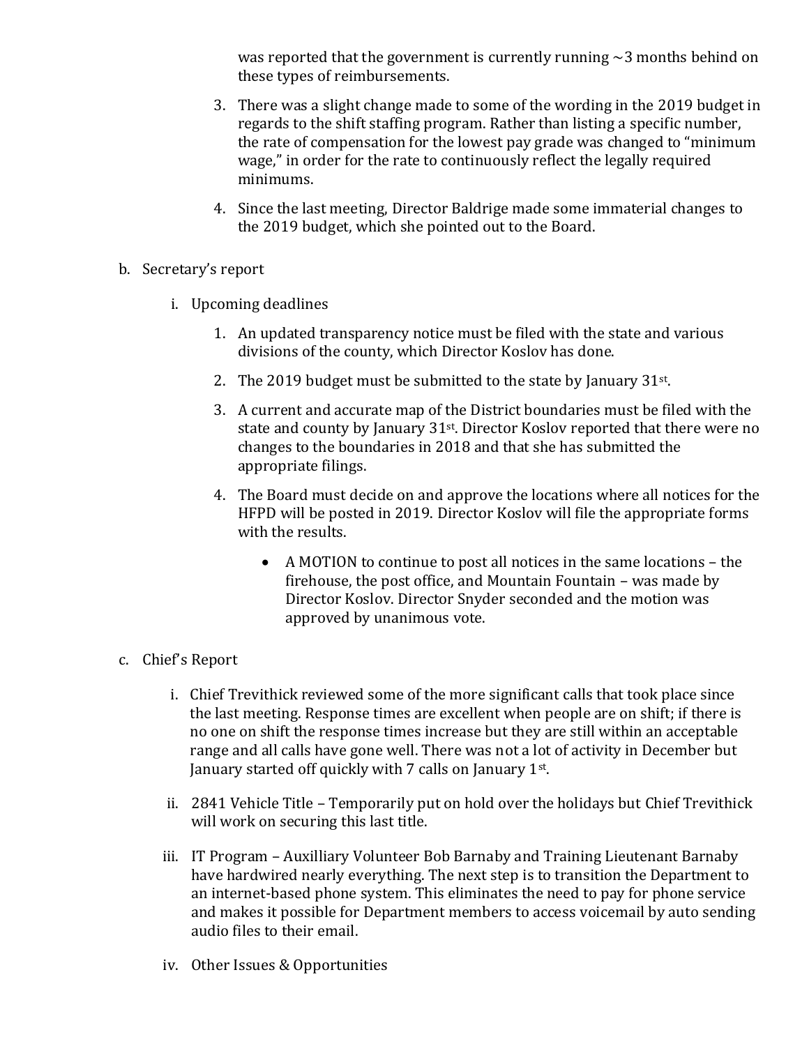was reported that the government is currently running ~3 months behind on these types of reimbursements.

3. There was a slight change made to some of the wording in the 2019 budget in regards to the shift staffing program. Rather than listing a specific number, the rate of compensation for the lowest pay grade was changed to "minimum wage," in order for the rate to continuously reflect the legally required minimums.

4. Since the last meeting, Director Baldrige made some immaterial changes to the 2019 budget, which she pointed out to the Board.

b. Secretary's report

   i. Upcoming deadlines

      1. An updated transparency notice must be filed with the state and various divisions of the county, which Director Koslov has done.

      2. The 2019 budget must be submitted to the state by January 31st.

      3. A current and accurate map of the District boundaries must be filed with the state and county by January 31st. Director Koslov reported that there were no changes to the boundaries in 2018 and that she has submitted the appropriate filings.

      4. The Board must decide on and approve the locations where all notices for the HFPD will be posted in 2019. Director Koslov will file the appropriate forms with the results.

         - A MOTION to continue to post all notices in the same locations – the firehouse, the post office, and Mountain Fountain – was made by Director Koslov. Director Snyder seconded and the motion was approved by unanimous vote.

c. Chief's Report

   i. Chief Trevithick reviewed some of the more significant calls that took place since the last meeting. Response times are excellent when people are on shift; if there is no one on shift the response times increase but they are still within an acceptable range and all calls have gone well. There was not a lot of activity in December but January started off quickly with 7 calls on January 1st.

   ii. 2841 Vehicle Title – Temporarily put on hold over the holidays but Chief Trevithick will work on securing this last title.

   iii. IT Program – Auxilliary Volunteer Bob Barnaby and Training Lieutenant Barnaby have hardwired nearly everything. The next step is to transition the Department to an internet-based phone system. This eliminates the need to pay for phone service and makes it possible for Department members to access voicemail by auto sending audio files to their email.

   iv. Other Issues & Opportunities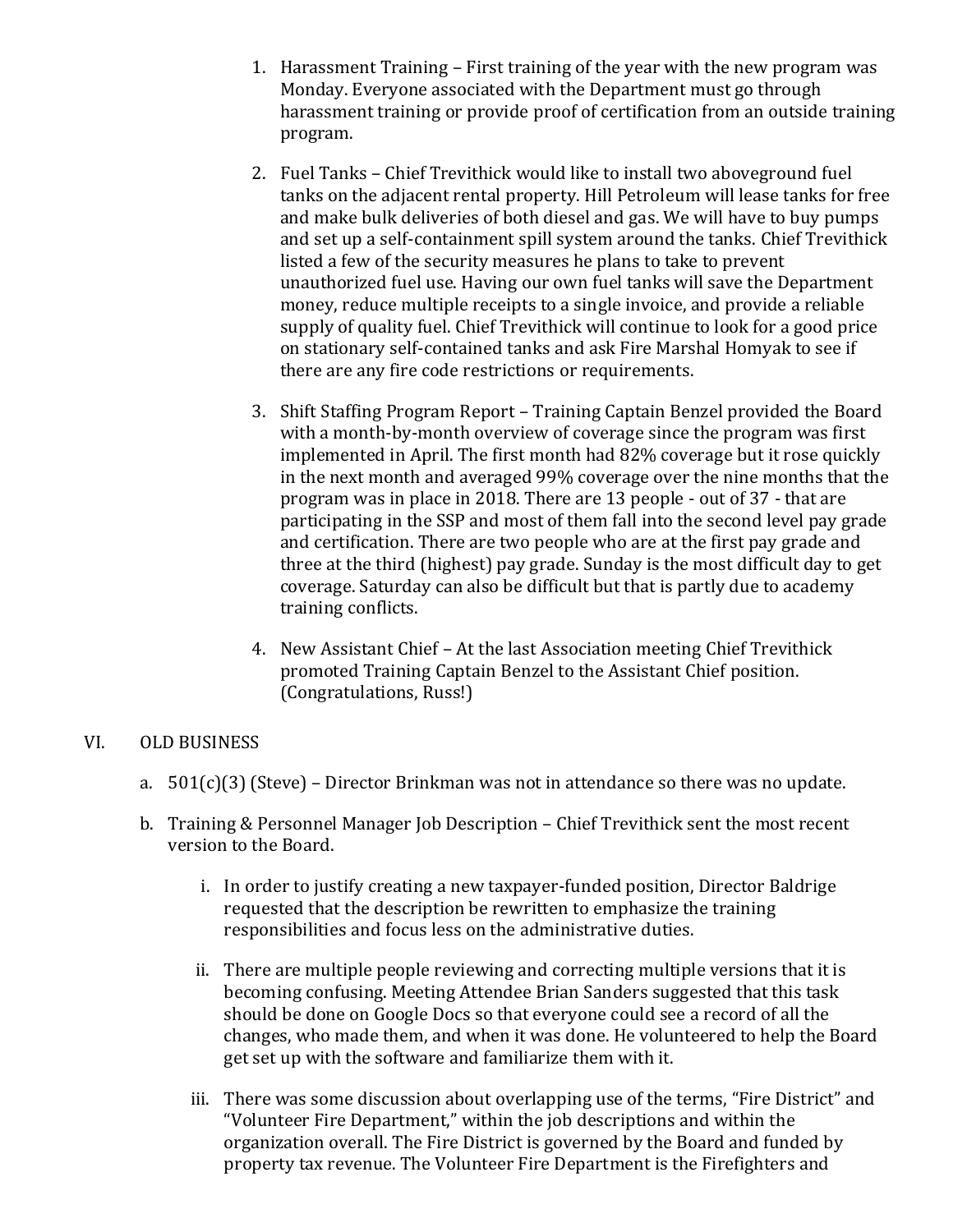1. Harassment Training – First training of the year with the new program was Monday. Everyone associated with the Department must go through harassment training or provide proof of certification from an outside training program.

2. Fuel Tanks – Chief Trevithick would like to install two aboveground fuel tanks on the adjacent rental property. Hill Petroleum will lease tanks for free and make bulk deliveries of both diesel and gas. We will have to buy pumps and set up a self-containment spill system around the tanks. Chief Trevithick listed a few of the security measures he plans to take to prevent unauthorized fuel use. Having our own fuel tanks will save the Department money, reduce multiple receipts to a single invoice, and provide a reliable supply of quality fuel. Chief Trevithick will continue to look for a good price on stationary self-contained tanks and ask Fire Marshal Homyak to see if there are any fire code restrictions or requirements.

3. Shift Staffing Program Report – Training Captain Benzel provided the Board with a month-by-month overview of coverage since the program was first implemented in April. The first month had 82% coverage but it rose quickly in the next month and averaged 99% coverage over the nine months that the program was in place in 2018. There are 13 people - out of 37 - that are participating in the SSP and most of them fall into the second level pay grade and certification. There are two people who are at the first pay grade and three at the third (highest) pay grade. Sunday is the most difficult day to get coverage. Saturday can also be difficult but that is partly due to academy training conflicts.

4. New Assistant Chief – At the last Association meeting Chief Trevithick promoted Training Captain Benzel to the Assistant Chief position. (Congratulations, Russ!)

## VI. OLD BUSINESS

a. 501(c)(3) (Steve) – Director Brinkman was not in attendance so there was no update.

b. Training & Personnel Manager Job Description – Chief Trevithick sent the most recent version to the Board.

   i. In order to justify creating a new taxpayer-funded position, Director Baldrige requested that the description be rewritten to emphasize the training responsibilities and focus less on the administrative duties.

   ii. There are multiple people reviewing and correcting multiple versions that it is becoming confusing. Meeting Attendee Brian Sanders suggested that this task should be done on Google Docs so that everyone could see a record of all the changes, who made them, and when it was done. He volunteered to help the Board get set up with the software and familiarize them with it.

   iii. There was some discussion about overlapping use of the terms, "Fire District" and "Volunteer Fire Department," within the job descriptions and within the organization overall. The Fire District is governed by the Board and funded by property tax revenue. The Volunteer Fire Department is the Firefighters and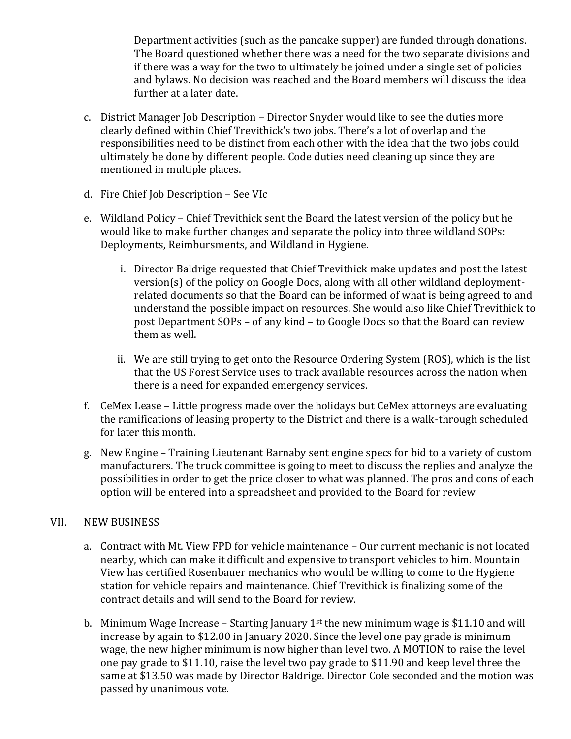Department activities (such as the pancake supper) are funded through donations. The Board questioned whether there was a need for the two separate divisions and if there was a way for the two to ultimately be joined under a single set of policies and bylaws. No decision was reached and the Board members will discuss the idea further at a later date.

c. District Manager Job Description – Director Snyder would like to see the duties more clearly defined within Chief Trevithick's two jobs. There's a lot of overlap and the responsibilities need to be distinct from each other with the idea that the two jobs could ultimately be done by different people. Code duties need cleaning up since they are mentioned in multiple places.

d. Fire Chief Job Description – See VIc

e. Wildland Policy – Chief Trevithick sent the Board the latest version of the policy but he would like to make further changes and separate the policy into three wildland SOPs: Deployments, Reimbursments, and Wildland in Hygiene.

   i. Director Baldrige requested that Chief Trevithick make updates and post the latest version(s) of the policy on Google Docs, along with all other wildland deployment-related documents so that the Board can be informed of what is being agreed to and understand the possible impact on resources. She would also like Chief Trevithick to post Department SOPs – of any kind – to Google Docs so that the Board can review them as well.

   ii. We are still trying to get onto the Resource Ordering System (ROS), which is the list that the US Forest Service uses to track available resources across the nation when there is a need for expanded emergency services.

f. CeMex Lease – Little progress made over the holidays but CeMex attorneys are evaluating the ramifications of leasing property to the District and there is a walk-through scheduled for later this month.

g. New Engine – Training Lieutenant Barnaby sent engine specs for bid to a variety of custom manufacturers. The truck committee is going to meet to discuss the replies and analyze the possibilities in order to get the price closer to what was planned. The pros and cons of each option will be entered into a spreadsheet and provided to the Board for review

## VII. NEW BUSINESS

a. Contract with Mt. View FPD for vehicle maintenance – Our current mechanic is not located nearby, which can make it difficult and expensive to transport vehicles to him. Mountain View has certified Rosenbauer mechanics who would be willing to come to the Hygiene station for vehicle repairs and maintenance. Chief Trevithick is finalizing some of the contract details and will send to the Board for review.

b. Minimum Wage Increase – Starting January 1st the new minimum wage is $11.10 and will increase by again to $12.00 in January 2020. Since the level one pay grade is minimum wage, the new higher minimum is now higher than level two. A MOTION to raise the level one pay grade to $11.10, raise the level two pay grade to $11.90 and keep level three the same at $13.50 was made by Director Baldrige. Director Cole seconded and the motion was passed by unanimous vote.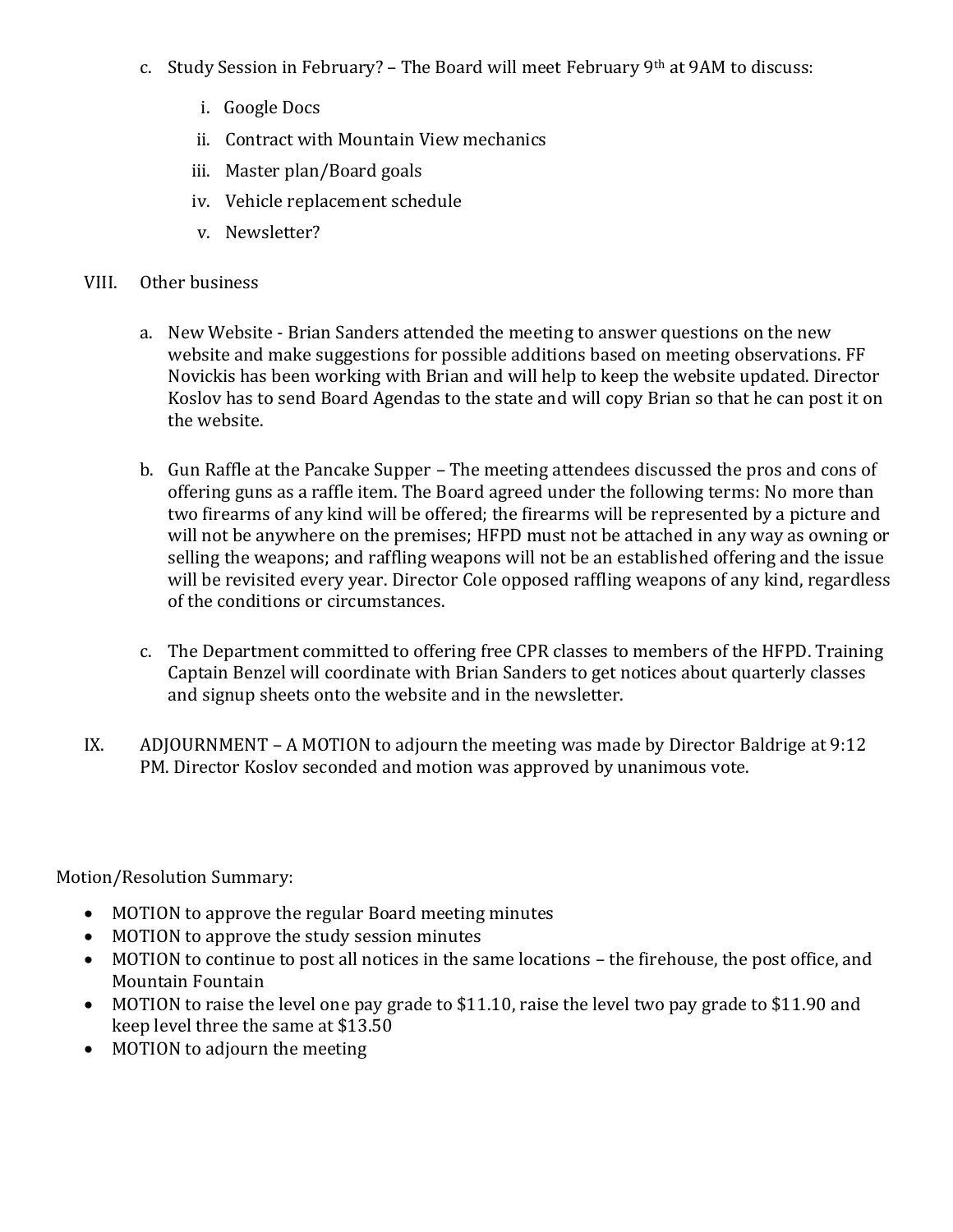c. Study Session in February? – The Board will meet February 9th at 9AM to discuss:

   i. Google Docs
   ii. Contract with Mountain View mechanics
   iii. Master plan/Board goals
   iv. Vehicle replacement schedule
   v. Newsletter?

VIII. Other business

a. New Website - Brian Sanders attended the meeting to answer questions on the new website and make suggestions for possible additions based on meeting observations. FF Novickis has been working with Brian and will help to keep the website updated. Director Koslov has to send Board Agendas to the state and will copy Brian so that he can post it on the website.

b. Gun Raffle at the Pancake Supper – The meeting attendees discussed the pros and cons of offering guns as a raffle item. The Board agreed under the following terms: No more than two firearms of any kind will be offered; the firearms will be represented by a picture and will not be anywhere on the premises; HFPD must not be attached in any way as owning or selling the weapons; and raffling weapons will not be an established offering and the issue will be revisited every year. Director Cole opposed raffling weapons of any kind, regardless of the conditions or circumstances.

c. The Department committed to offering free CPR classes to members of the HFPD. Training Captain Benzel will coordinate with Brian Sanders to get notices about quarterly classes and signup sheets onto the website and in the newsletter.

IX. ADJOURNMENT – A MOTION to adjourn the meeting was made by Director Baldrige at 9:12 PM. Director Koslov seconded and motion was approved by unanimous vote.

Motion/Resolution Summary:

- MOTION to approve the regular Board meeting minutes
- MOTION to approve the study session minutes
- MOTION to continue to post all notices in the same locations – the firehouse, the post office, and Mountain Fountain
- MOTION to raise the level one pay grade to $11.10, raise the level two pay grade to $11.90 and keep level three the same at $13.50
- MOTION to adjourn the meeting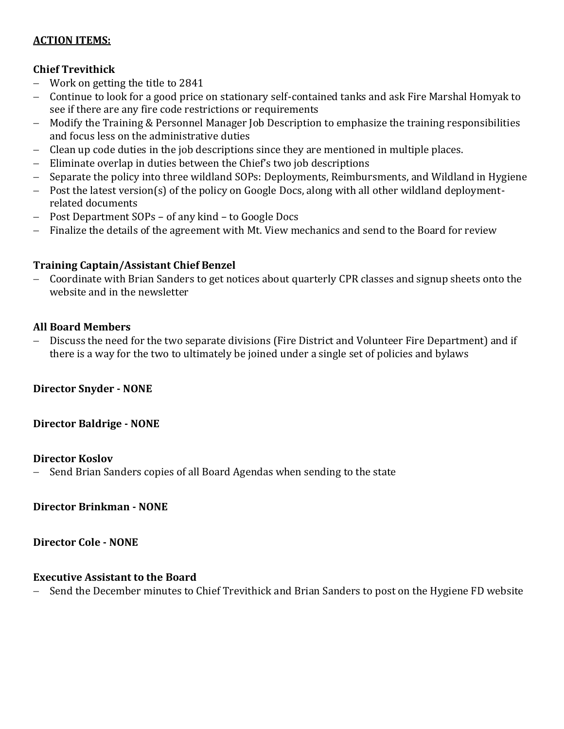**ACTION ITEMS:**

**Chief Trevithick**

- Work on getting the title to 2841
- Continue to look for a good price on stationary self-contained tanks and ask Fire Marshal Homyak to see if there are any fire code restrictions or requirements
- Modify the Training & Personnel Manager Job Description to emphasize the training responsibilities and focus less on the administrative duties
- Clean up code duties in the job descriptions since they are mentioned in multiple places.
- Eliminate overlap in duties between the Chief's two job descriptions
- Separate the policy into three wildland SOPs: Deployments, Reimbursments, and Wildland in Hygiene
- Post the latest version(s) of the policy on Google Docs, along with all other wildland deployment-related documents
- Post Department SOPs – of any kind – to Google Docs
- Finalize the details of the agreement with Mt. View mechanics and send to the Board for review

**Training Captain/Assistant Chief Benzel**

- Coordinate with Brian Sanders to get notices about quarterly CPR classes and signup sheets onto the website and in the newsletter

**All Board Members**

- Discuss the need for the two separate divisions (Fire District and Volunteer Fire Department) and if there is a way for the two to ultimately be joined under a single set of policies and bylaws

**Director Snyder - NONE**

**Director Baldrige - NONE**

**Director Koslov**

- Send Brian Sanders copies of all Board Agendas when sending to the state

**Director Brinkman - NONE**

**Director Cole - NONE**

**Executive Assistant to the Board**

- Send the December minutes to Chief Trevithick and Brian Sanders to post on the Hygiene FD website